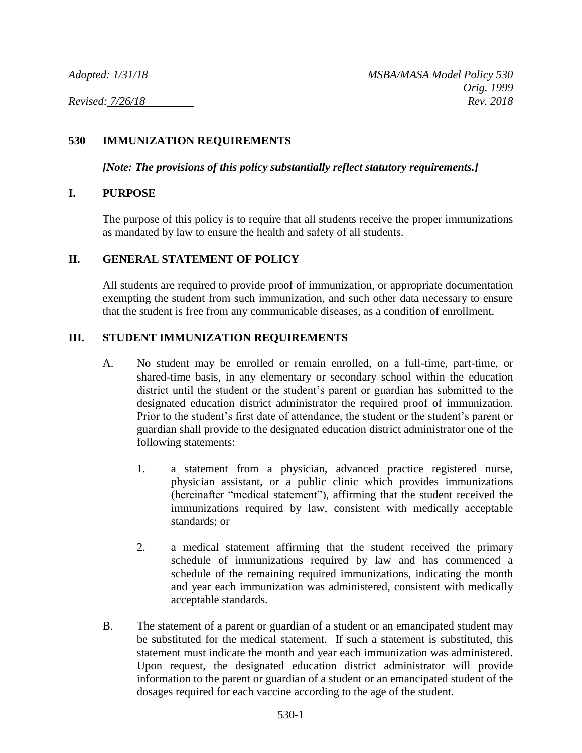*Adopted: 1/31/18* *MSBA/MASA Model Policy 530*
*Orig. 1999*
*Revised: 7/26/18* *Rev. 2018*

# 530 IMMUNIZATION REQUIREMENTS

***[Note: The provisions of this policy substantially reflect statutory requirements.]***

## I. PURPOSE

The purpose of this policy is to require that all students receive the proper immunizations as mandated by law to ensure the health and safety of all students.

## II. GENERAL STATEMENT OF POLICY

All students are required to provide proof of immunization, or appropriate documentation exempting the student from such immunization, and such other data necessary to ensure that the student is free from any communicable diseases, as a condition of enrollment.

## III. STUDENT IMMUNIZATION REQUIREMENTS

A. No student may be enrolled or remain enrolled, on a full-time, part-time, or shared-time basis, in any elementary or secondary school within the education district until the student or the student's parent or guardian has submitted to the designated education district administrator the required proof of immunization. Prior to the student's first date of attendance, the student or the student's parent or guardian shall provide to the designated education district administrator one of the following statements:

1. a statement from a physician, advanced practice registered nurse, physician assistant, or a public clinic which provides immunizations (hereinafter "medical statement"), affirming that the student received the immunizations required by law, consistent with medically acceptable standards; or

2. a medical statement affirming that the student received the primary schedule of immunizations required by law and has commenced a schedule of the remaining required immunizations, indicating the month and year each immunization was administered, consistent with medically acceptable standards.

B. The statement of a parent or guardian of a student or an emancipated student may be substituted for the medical statement. If such a statement is substituted, this statement must indicate the month and year each immunization was administered. Upon request, the designated education district administrator will provide information to the parent or guardian of a student or an emancipated student of the dosages required for each vaccine according to the age of the student.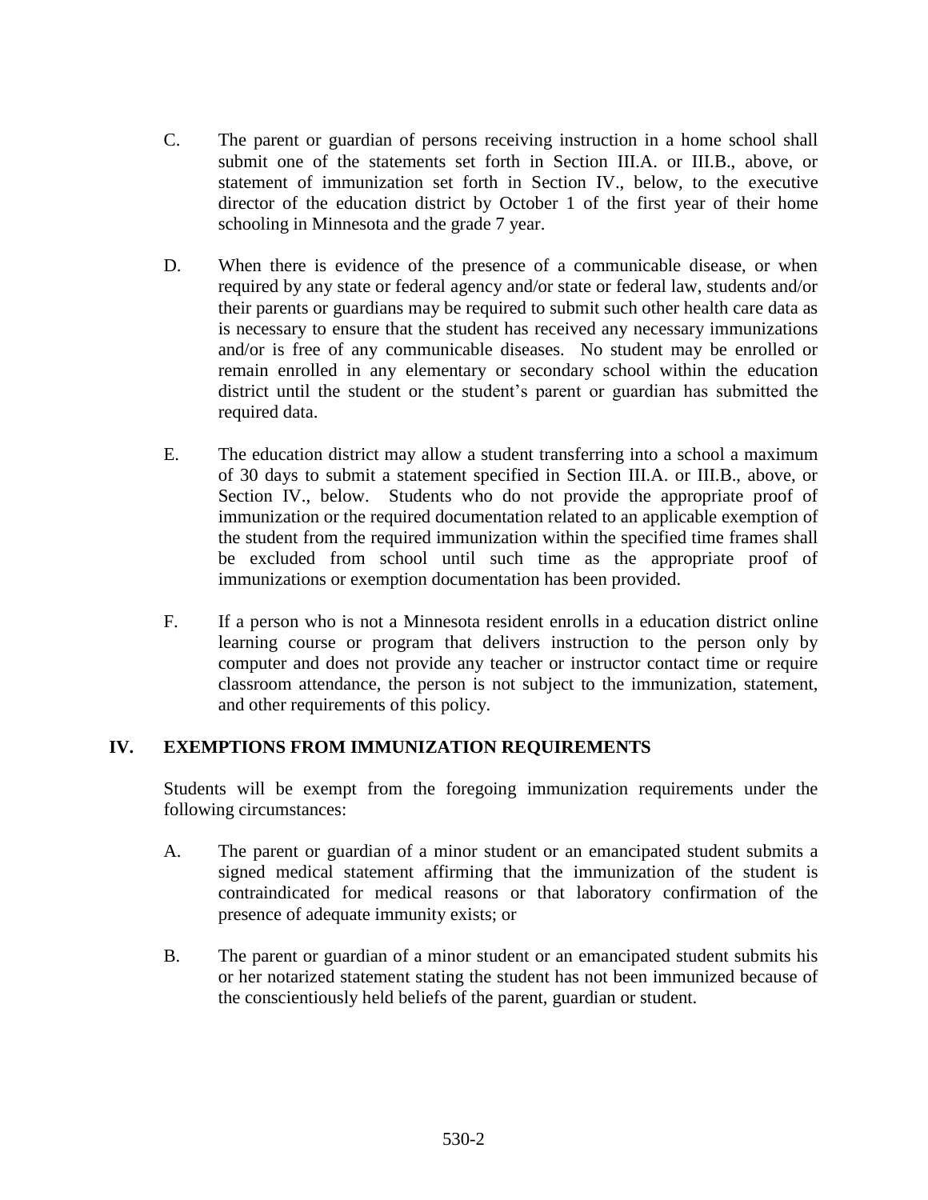C. The parent or guardian of persons receiving instruction in a home school shall submit one of the statements set forth in Section III.A. or III.B., above, or statement of immunization set forth in Section IV., below, to the executive director of the education district by October 1 of the first year of their home schooling in Minnesota and the grade 7 year.

D. When there is evidence of the presence of a communicable disease, or when required by any state or federal agency and/or state or federal law, students and/or their parents or guardians may be required to submit such other health care data as is necessary to ensure that the student has received any necessary immunizations and/or is free of any communicable diseases. No student may be enrolled or remain enrolled in any elementary or secondary school within the education district until the student or the student's parent or guardian has submitted the required data.

E. The education district may allow a student transferring into a school a maximum of 30 days to submit a statement specified in Section III.A. or III.B., above, or Section IV., below. Students who do not provide the appropriate proof of immunization or the required documentation related to an applicable exemption of the student from the required immunization within the specified time frames shall be excluded from school until such time as the appropriate proof of immunizations or exemption documentation has been provided.

F. If a person who is not a Minnesota resident enrolls in a education district online learning course or program that delivers instruction to the person only by computer and does not provide any teacher or instructor contact time or require classroom attendance, the person is not subject to the immunization, statement, and other requirements of this policy.

## IV. EXEMPTIONS FROM IMMUNIZATION REQUIREMENTS

Students will be exempt from the foregoing immunization requirements under the following circumstances:

A. The parent or guardian of a minor student or an emancipated student submits a signed medical statement affirming that the immunization of the student is contraindicated for medical reasons or that laboratory confirmation of the presence of adequate immunity exists; or

B. The parent or guardian of a minor student or an emancipated student submits his or her notarized statement stating the student has not been immunized because of the conscientiously held beliefs of the parent, guardian or student.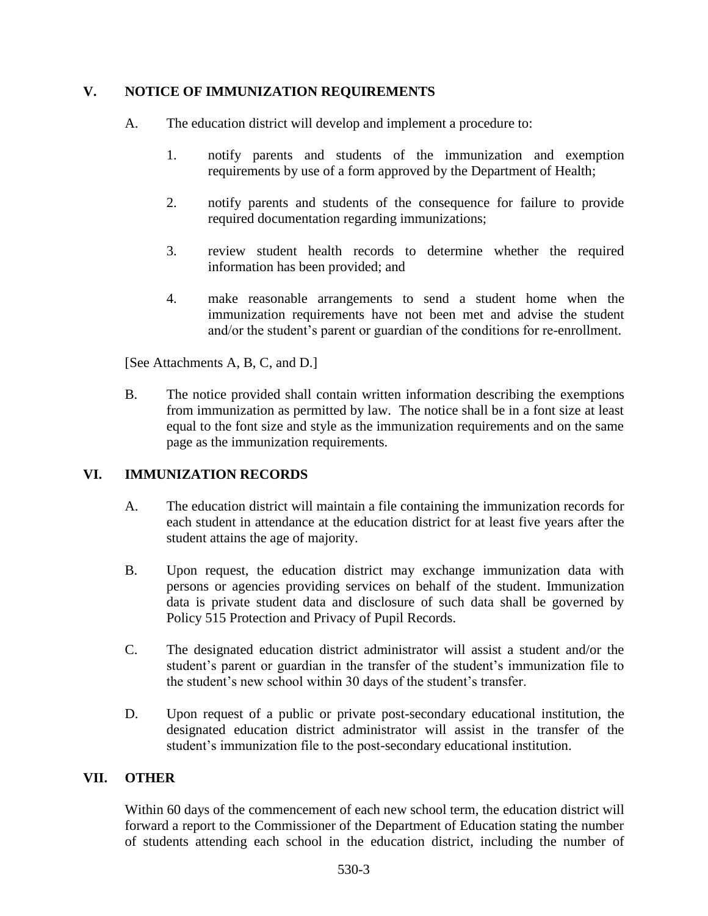## V. NOTICE OF IMMUNIZATION REQUIREMENTS

A. The education district will develop and implement a procedure to:

1. notify parents and students of the immunization and exemption requirements by use of a form approved by the Department of Health;

2. notify parents and students of the consequence for failure to provide required documentation regarding immunizations;

3. review student health records to determine whether the required information has been provided; and

4. make reasonable arrangements to send a student home when the immunization requirements have not been met and advise the student and/or the student's parent or guardian of the conditions for re-enrollment.

[See Attachments A, B, C, and D.]

B. The notice provided shall contain written information describing the exemptions from immunization as permitted by law. The notice shall be in a font size at least equal to the font size and style as the immunization requirements and on the same page as the immunization requirements.

## VI. IMMUNIZATION RECORDS

A. The education district will maintain a file containing the immunization records for each student in attendance at the education district for at least five years after the student attains the age of majority.

B. Upon request, the education district may exchange immunization data with persons or agencies providing services on behalf of the student. Immunization data is private student data and disclosure of such data shall be governed by Policy 515 Protection and Privacy of Pupil Records.

C. The designated education district administrator will assist a student and/or the student's parent or guardian in the transfer of the student's immunization file to the student's new school within 30 days of the student's transfer.

D. Upon request of a public or private post-secondary educational institution, the designated education district administrator will assist in the transfer of the student's immunization file to the post-secondary educational institution.

## VII. OTHER

Within 60 days of the commencement of each new school term, the education district will forward a report to the Commissioner of the Department of Education stating the number of students attending each school in the education district, including the number of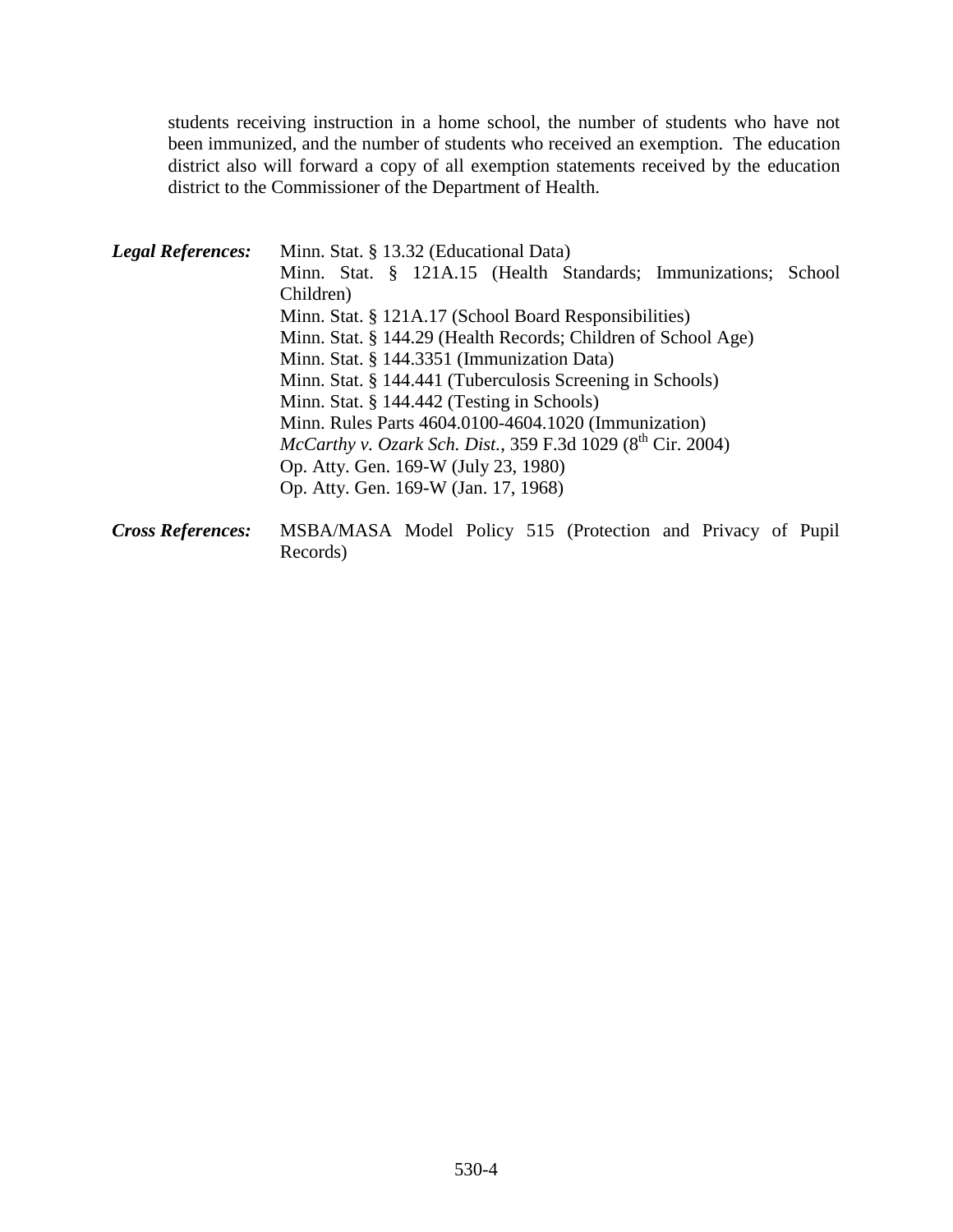students receiving instruction in a home school, the number of students who have not been immunized, and the number of students who received an exemption. The education district also will forward a copy of all exemption statements received by the education district to the Commissioner of the Department of Health.

***Legal References:***
Minn. Stat. § 13.32 (Educational Data)
Minn. Stat. § 121A.15 (Health Standards; Immunizations; School Children)
Minn. Stat. § 121A.17 (School Board Responsibilities)
Minn. Stat. § 144.29 (Health Records; Children of School Age)
Minn. Stat. § 144.3351 (Immunization Data)
Minn. Stat. § 144.441 (Tuberculosis Screening in Schools)
Minn. Stat. § 144.442 (Testing in Schools)
Minn. Rules Parts 4604.0100-4604.1020 (Immunization)
*McCarthy v. Ozark Sch. Dist.*, 359 F.3d 1029 (8th Cir. 2004)
Op. Atty. Gen. 169-W (July 23, 1980)
Op. Atty. Gen. 169-W (Jan. 17, 1968)

***Cross References:***
MSBA/MASA Model Policy 515 (Protection and Privacy of Pupil Records)